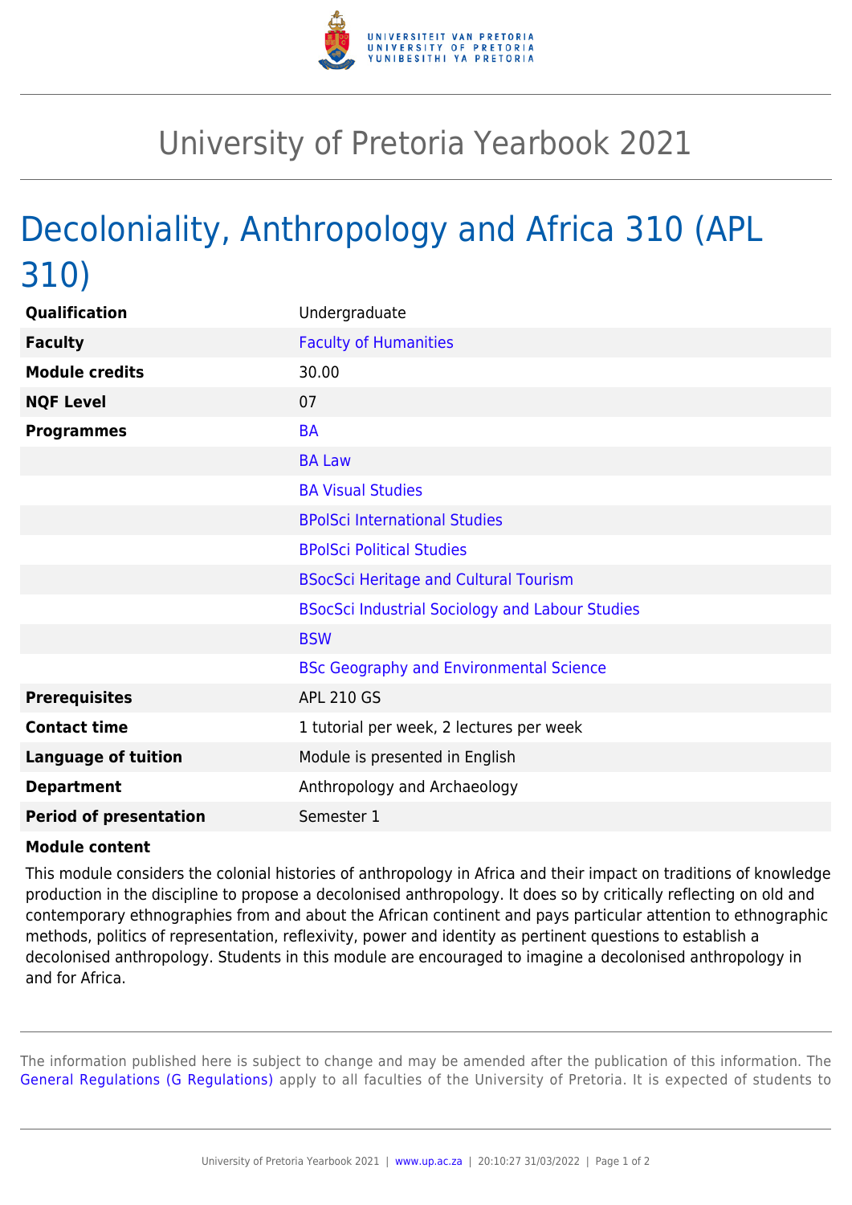# University of Pretoria Yearbook 2021

## Decoloniality, Anthropology and Africa 310 (APL 310)

| | |
|---|---|
| **Qualification** | Undergraduate |
| **Faculty** | Faculty of Humanities |
| **Module credits** | 30.00 |
| **NQF Level** | 07 |
| **Programmes** | BA |
| | BA Law |
| | BA Visual Studies |
| | BPolSci International Studies |
| | BPolSci Political Studies |
| | BSocSci Heritage and Cultural Tourism |
| | BSocSci Industrial Sociology and Labour Studies |
| | BSW |
| | BSc Geography and Environmental Science |
| **Prerequisites** | APL 210 GS |
| **Contact time** | 1 tutorial per week, 2 lectures per week |
| **Language of tuition** | Module is presented in English |
| **Department** | Anthropology and Archaeology |
| **Period of presentation** | Semester 1 |

**Module content**

This module considers the colonial histories of anthropology in Africa and their impact on traditions of knowledge production in the discipline to propose a decolonised anthropology. It does so by critically reflecting on old and contemporary ethnographies from and about the African continent and pays particular attention to ethnographic methods, politics of representation, reflexivity, power and identity as pertinent questions to establish a decolonised anthropology. Students in this module are encouraged to imagine a decolonised anthropology in and for Africa.

The information published here is subject to change and may be amended after the publication of this information. The General Regulations (G Regulations) apply to all faculties of the University of Pretoria. It is expected of students to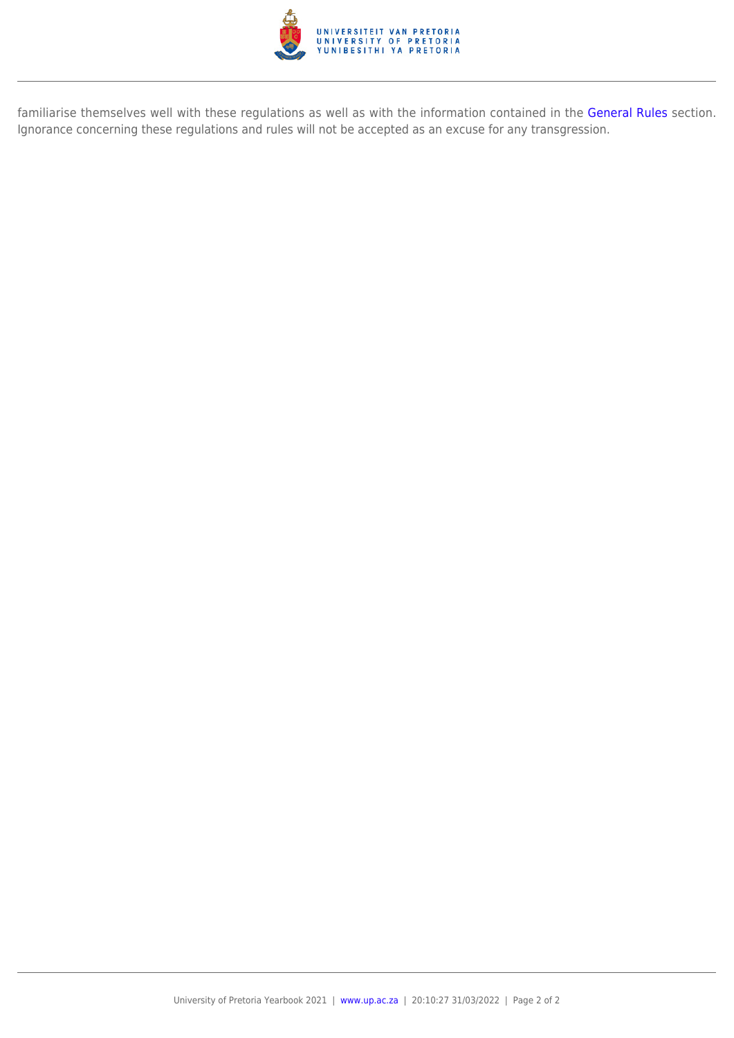familiarise themselves well with these regulations as well as with the information contained in the General Rules section. Ignorance concerning these regulations and rules will not be accepted as an excuse for any transgression.